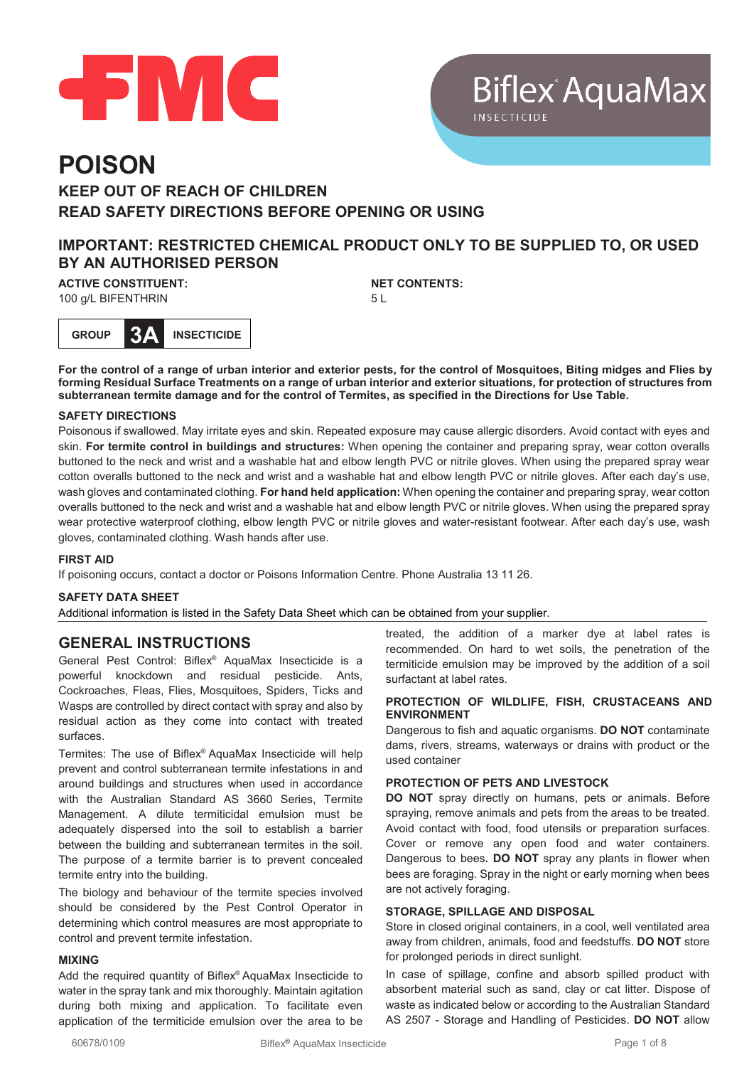FMC

# Biflex® AquaMax

INSECTICIDE

# POISON

## KEEP OUT OF REACH OF CHILDREN
## READ SAFETY DIRECTIONS BEFORE OPENING OR USING

## IMPORTANT: RESTRICTED CHEMICAL PRODUCT ONLY TO BE SUPPLIED TO, OR USED BY AN AUTHORISED PERSON

**ACTIVE CONSTITUENT:**
100 g/L BIFENTHRIN

**NET CONTENTS:**
5 L

| GROUP | 3A | INSECTICIDE |
|---|---|---|

**For the control of a range of urban interior and exterior pests, for the control of Mosquitoes, Biting midges and Flies by forming Residual Surface Treatments on a range of urban interior and exterior situations, for protection of structures from subterranean termite damage and for the control of Termites, as specified in the Directions for Use Table.**

### SAFETY DIRECTIONS

Poisonous if swallowed. May irritate eyes and skin. Repeated exposure may cause allergic disorders. Avoid contact with eyes and skin. **For termite control in buildings and structures:** When opening the container and preparing spray, wear cotton overalls buttoned to the neck and wrist and a washable hat and elbow length PVC or nitrile gloves. When using the prepared spray wear cotton overalls buttoned to the neck and wrist and a washable hat and elbow length PVC or nitrile gloves. After each day's use, wash gloves and contaminated clothing. **For hand held application:** When opening the container and preparing spray, wear cotton overalls buttoned to the neck and wrist and a washable hat and elbow length PVC or nitrile gloves. When using the prepared spray wear protective waterproof clothing, elbow length PVC or nitrile gloves and water-resistant footwear. After each day's use, wash gloves, contaminated clothing. Wash hands after use.

### FIRST AID

If poisoning occurs, contact a doctor or Poisons Information Centre. Phone Australia 13 11 26.

### SAFETY DATA SHEET

Additional information is listed in the Safety Data Sheet which can be obtained from your supplier.

## GENERAL INSTRUCTIONS

General Pest Control: Biflex® AquaMax Insecticide is a powerful knockdown and residual pesticide. Ants, Cockroaches, Fleas, Flies, Mosquitoes, Spiders, Ticks and Wasps are controlled by direct contact with spray and also by residual action as they come into contact with treated surfaces.

Termites: The use of Biflex® AquaMax Insecticide will help prevent and control subterranean termite infestations in and around buildings and structures when used in accordance with the Australian Standard AS 3660 Series, Termite Management. A dilute termiticidal emulsion must be adequately dispersed into the soil to establish a barrier between the building and subterranean termites in the soil. The purpose of a termite barrier is to prevent concealed termite entry into the building.

The biology and behaviour of the termite species involved should be considered by the Pest Control Operator in determining which control measures are most appropriate to control and prevent termite infestation.

### MIXING

Add the required quantity of Biflex® AquaMax Insecticide to water in the spray tank and mix thoroughly. Maintain agitation during both mixing and application. To facilitate even application of the termiticide emulsion over the area to be treated, the addition of a marker dye at label rates is recommended. On hard to wet soils, the penetration of the termiticide emulsion may be improved by the addition of a soil surfactant at label rates.

### PROTECTION OF WILDLIFE, FISH, CRUSTACEANS AND ENVIRONMENT

Dangerous to fish and aquatic organisms. **DO NOT** contaminate dams, rivers, streams, waterways or drains with product or the used container

### PROTECTION OF PETS AND LIVESTOCK

**DO NOT** spray directly on humans, pets or animals. Before spraying, remove animals and pets from the areas to be treated. Avoid contact with food, food utensils or preparation surfaces. Cover or remove any open food and water containers. Dangerous to bees**. DO NOT** spray any plants in flower when bees are foraging. Spray in the night or early morning when bees are not actively foraging.

### STORAGE, SPILLAGE AND DISPOSAL

Store in closed original containers, in a cool, well ventilated area away from children, animals, food and feedstuffs. **DO NOT** store for prolonged periods in direct sunlight.

In case of spillage, confine and absorb spilled product with absorbent material such as sand, clay or cat litter. Dispose of waste as indicated below or according to the Australian Standard AS 2507 - Storage and Handling of Pesticides. **DO NOT** allow

60678/0109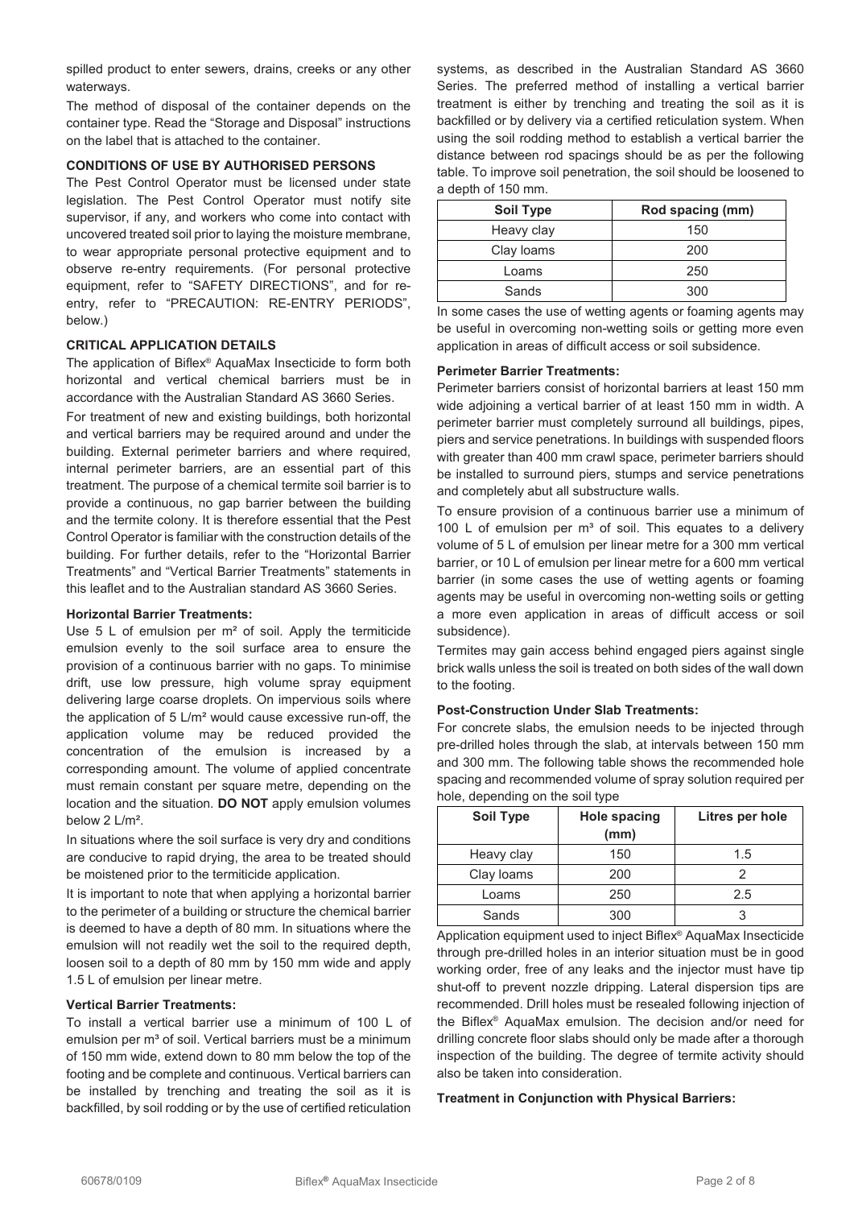spilled product to enter sewers, drains, creeks or any other waterways.

The method of disposal of the container depends on the container type. Read the "Storage and Disposal" instructions on the label that is attached to the container.

### CONDITIONS OF USE BY AUTHORISED PERSONS

The Pest Control Operator must be licensed under state legislation. The Pest Control Operator must notify site supervisor, if any, and workers who come into contact with uncovered treated soil prior to laying the moisture membrane, to wear appropriate personal protective equipment and to observe re-entry requirements. (For personal protective equipment, refer to "SAFETY DIRECTIONS", and for re-entry, refer to "PRECAUTION: RE-ENTRY PERIODS", below.)

### CRITICAL APPLICATION DETAILS

The application of Biflex® AquaMax Insecticide to form both horizontal and vertical chemical barriers must be in accordance with the Australian Standard AS 3660 Series.

For treatment of new and existing buildings, both horizontal and vertical barriers may be required around and under the building. External perimeter barriers and where required, internal perimeter barriers, are an essential part of this treatment. The purpose of a chemical termite soil barrier is to provide a continuous, no gap barrier between the building and the termite colony. It is therefore essential that the Pest Control Operator is familiar with the construction details of the building. For further details, refer to the "Horizontal Barrier Treatments" and "Vertical Barrier Treatments" statements in this leaflet and to the Australian standard AS 3660 Series.

#### Horizontal Barrier Treatments:

Use 5 L of emulsion per m² of soil. Apply the termiticide emulsion evenly to the soil surface area to ensure the provision of a continuous barrier with no gaps. To minimise drift, use low pressure, high volume spray equipment delivering large coarse droplets. On impervious soils where the application of 5 L/m² would cause excessive run-off, the application volume may be reduced provided the concentration of the emulsion is increased by a corresponding amount. The volume of applied concentrate must remain constant per square metre, depending on the location and the situation. **DO NOT** apply emulsion volumes below 2 L/m².

In situations where the soil surface is very dry and conditions are conducive to rapid drying, the area to be treated should be moistened prior to the termiticide application.

It is important to note that when applying a horizontal barrier to the perimeter of a building or structure the chemical barrier is deemed to have a depth of 80 mm. In situations where the emulsion will not readily wet the soil to the required depth, loosen soil to a depth of 80 mm by 150 mm wide and apply 1.5 L of emulsion per linear metre.

#### Vertical Barrier Treatments:

To install a vertical barrier use a minimum of 100 L of emulsion per m³ of soil. Vertical barriers must be a minimum of 150 mm wide, extend down to 80 mm below the top of the footing and be complete and continuous. Vertical barriers can be installed by trenching and treating the soil as it is backfilled, by soil rodding or by the use of certified reticulation systems, as described in the Australian Standard AS 3660 Series. The preferred method of installing a vertical barrier treatment is either by trenching and treating the soil as it is backfilled or by delivery via a certified reticulation system. When using the soil rodding method to establish a vertical barrier the distance between rod spacings should be as per the following table. To improve soil penetration, the soil should be loosened to a depth of 150 mm.

| Soil Type | Rod spacing (mm) |
|---|---|
| Heavy clay | 150 |
| Clay loams | 200 |
| Loams | 250 |
| Sands | 300 |

In some cases the use of wetting agents or foaming agents may be useful in overcoming non-wetting soils or getting more even application in areas of difficult access or soil subsidence.

#### Perimeter Barrier Treatments:

Perimeter barriers consist of horizontal barriers at least 150 mm wide adjoining a vertical barrier of at least 150 mm in width. A perimeter barrier must completely surround all buildings, pipes, piers and service penetrations. In buildings with suspended floors with greater than 400 mm crawl space, perimeter barriers should be installed to surround piers, stumps and service penetrations and completely abut all substructure walls.

To ensure provision of a continuous barrier use a minimum of 100 L of emulsion per m³ of soil. This equates to a delivery volume of 5 L of emulsion per linear metre for a 300 mm vertical barrier, or 10 L of emulsion per linear metre for a 600 mm vertical barrier (in some cases the use of wetting agents or foaming agents may be useful in overcoming non-wetting soils or getting a more even application in areas of difficult access or soil subsidence).

Termites may gain access behind engaged piers against single brick walls unless the soil is treated on both sides of the wall down to the footing.

#### Post-Construction Under Slab Treatments:

For concrete slabs, the emulsion needs to be injected through pre-drilled holes through the slab, at intervals between 150 mm and 300 mm. The following table shows the recommended hole spacing and recommended volume of spray solution required per hole, depending on the soil type

| Soil Type | Hole spacing (mm) | Litres per hole |
|---|---|---|
| Heavy clay | 150 | 1.5 |
| Clay loams | 200 | 2 |
| Loams | 250 | 2.5 |
| Sands | 300 | 3 |

Application equipment used to inject Biflex® AquaMax Insecticide through pre-drilled holes in an interior situation must be in good working order, free of any leaks and the injector must have tip shut-off to prevent nozzle dripping. Lateral dispersion tips are recommended. Drill holes must be resealed following injection of the Biflex® AquaMax emulsion. The decision and/or need for drilling concrete floor slabs should only be made after a thorough inspection of the building. The degree of termite activity should also be taken into consideration.

#### Treatment in Conjunction with Physical Barriers: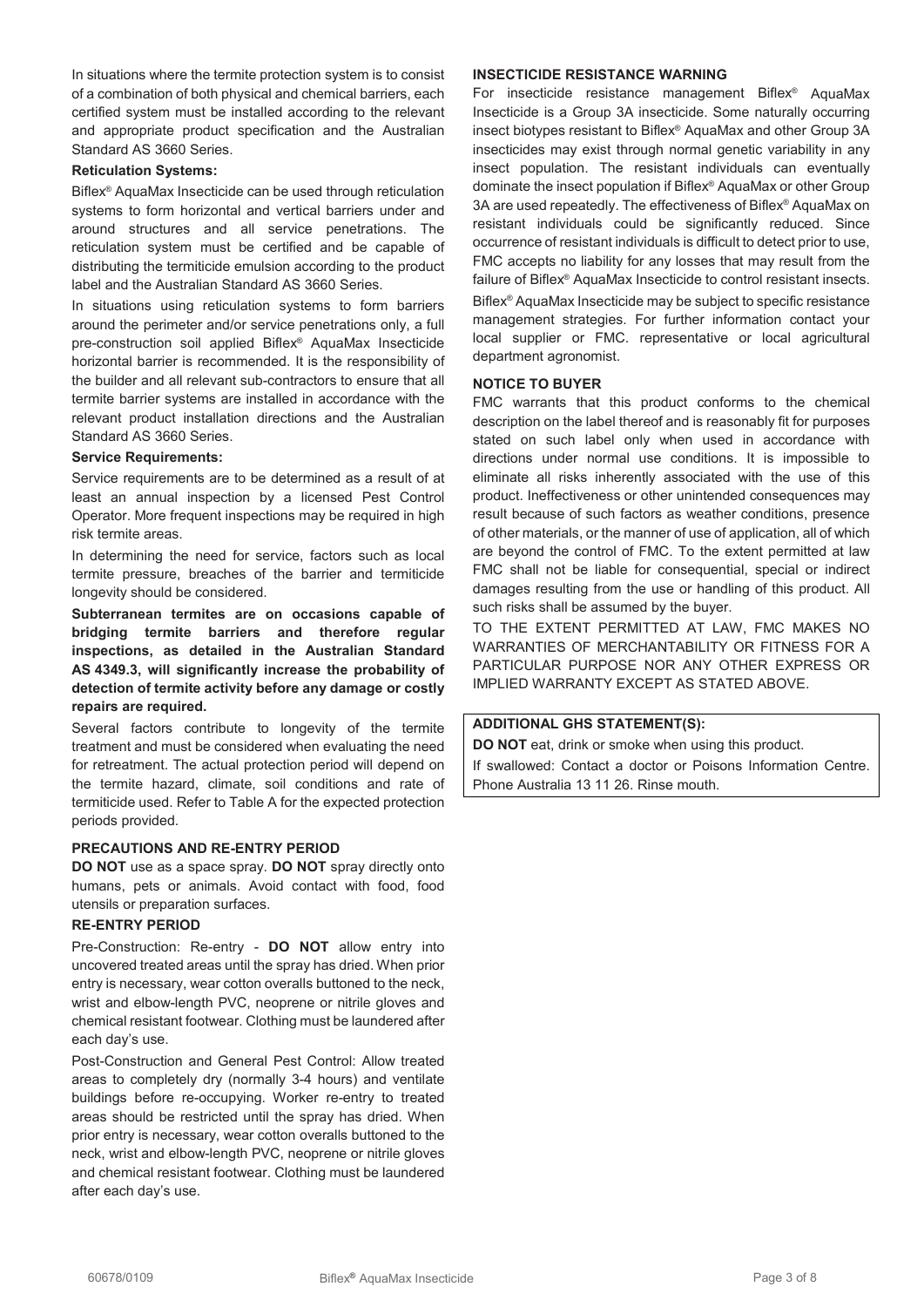In situations where the termite protection system is to consist of a combination of both physical and chemical barriers, each certified system must be installed according to the relevant and appropriate product specification and the Australian Standard AS 3660 Series.

**Reticulation Systems:**

Biflex® AquaMax Insecticide can be used through reticulation systems to form horizontal and vertical barriers under and around structures and all service penetrations. The reticulation system must be certified and be capable of distributing the termiticide emulsion according to the product label and the Australian Standard AS 3660 Series.

In situations using reticulation systems to form barriers around the perimeter and/or service penetrations only, a full pre-construction soil applied Biflex® AquaMax Insecticide horizontal barrier is recommended. It is the responsibility of the builder and all relevant sub-contractors to ensure that all termite barrier systems are installed in accordance with the relevant product installation directions and the Australian Standard AS 3660 Series.

**Service Requirements:**

Service requirements are to be determined as a result of at least an annual inspection by a licensed Pest Control Operator. More frequent inspections may be required in high risk termite areas.

In determining the need for service, factors such as local termite pressure, breaches of the barrier and termiticide longevity should be considered.

**Subterranean termites are on occasions capable of bridging termite barriers and therefore regular inspections, as detailed in the Australian Standard AS 4349.3, will significantly increase the probability of detection of termite activity before any damage or costly repairs are required.**

Several factors contribute to longevity of the termite treatment and must be considered when evaluating the need for retreatment. The actual protection period will depend on the termite hazard, climate, soil conditions and rate of termiticide used. Refer to Table A for the expected protection periods provided.

**PRECAUTIONS AND RE-ENTRY PERIOD**

**DO NOT** use as a space spray. **DO NOT** spray directly onto humans, pets or animals. Avoid contact with food, food utensils or preparation surfaces.

**RE-ENTRY PERIOD**

Pre-Construction: Re-entry - **DO NOT** allow entry into uncovered treated areas until the spray has dried. When prior entry is necessary, wear cotton overalls buttoned to the neck, wrist and elbow-length PVC, neoprene or nitrile gloves and chemical resistant footwear. Clothing must be laundered after each day's use.

Post-Construction and General Pest Control: Allow treated areas to completely dry (normally 3-4 hours) and ventilate buildings before re-occupying. Worker re-entry to treated areas should be restricted until the spray has dried. When prior entry is necessary, wear cotton overalls buttoned to the neck, wrist and elbow-length PVC, neoprene or nitrile gloves and chemical resistant footwear. Clothing must be laundered after each day's use.

**INSECTICIDE RESISTANCE WARNING**

For insecticide resistance management Biflex® AquaMax Insecticide is a Group 3A insecticide. Some naturally occurring insect biotypes resistant to Biflex® AquaMax and other Group 3A insecticides may exist through normal genetic variability in any insect population. The resistant individuals can eventually dominate the insect population if Biflex® AquaMax or other Group 3A are used repeatedly. The effectiveness of Biflex® AquaMax on resistant individuals could be significantly reduced. Since occurrence of resistant individuals is difficult to detect prior to use, FMC accepts no liability for any losses that may result from the failure of Biflex® AquaMax Insecticide to control resistant insects. Biflex® AquaMax Insecticide may be subject to specific resistance management strategies. For further information contact your local supplier or FMC. representative or local agricultural department agronomist.

**NOTICE TO BUYER**

FMC warrants that this product conforms to the chemical description on the label thereof and is reasonably fit for purposes stated on such label only when used in accordance with directions under normal use conditions. It is impossible to eliminate all risks inherently associated with the use of this product. Ineffectiveness or other unintended consequences may result because of such factors as weather conditions, presence of other materials, or the manner of use of application, all of which are beyond the control of FMC. To the extent permitted at law FMC shall not be liable for consequential, special or indirect damages resulting from the use or handling of this product. All such risks shall be assumed by the buyer.

TO THE EXTENT PERMITTED AT LAW, FMC MAKES NO WARRANTIES OF MERCHANTABILITY OR FITNESS FOR A PARTICULAR PURPOSE NOR ANY OTHER EXPRESS OR IMPLIED WARRANTY EXCEPT AS STATED ABOVE.

**ADDITIONAL GHS STATEMENT(S):**

**DO NOT** eat, drink or smoke when using this product.

If swallowed: Contact a doctor or Poisons Information Centre. Phone Australia 13 11 26. Rinse mouth.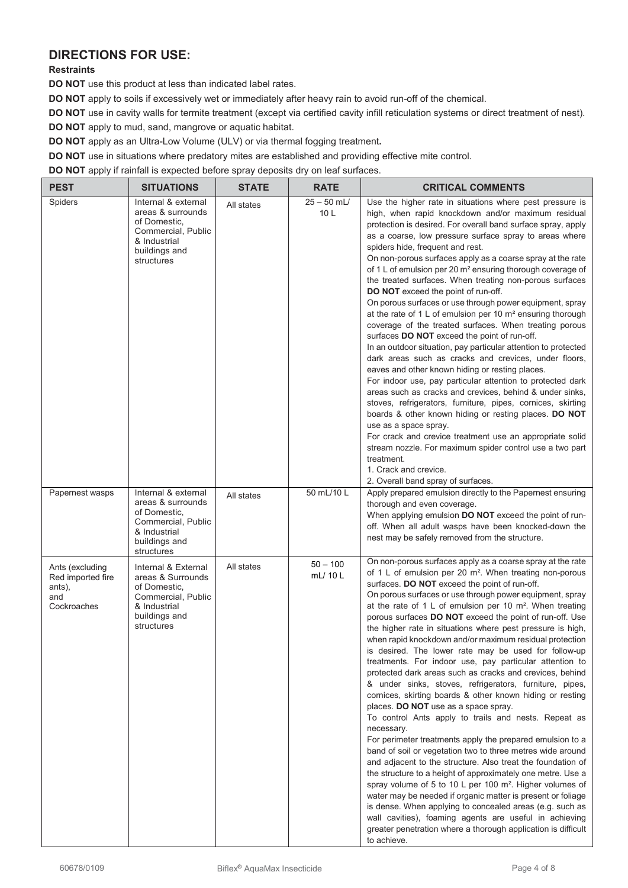## DIRECTIONS FOR USE:

**Restraints**

**DO NOT** use this product at less than indicated label rates.

**DO NOT** apply to soils if excessively wet or immediately after heavy rain to avoid run-off of the chemical.

**DO NOT** use in cavity walls for termite treatment (except via certified cavity infill reticulation systems or direct treatment of nest).

**DO NOT** apply to mud, sand, mangrove or aquatic habitat.

**DO NOT** apply as an Ultra-Low Volume (ULV) or via thermal fogging treatment.

**DO NOT** use in situations where predatory mites are established and providing effective mite control.

**DO NOT** apply if rainfall is expected before spray deposits dry on leaf surfaces.

| PEST | SITUATIONS | STATE | RATE | CRITICAL COMMENTS |
|---|---|---|---|---|
| Spiders | Internal & external areas & surrounds of Domestic, Commercial, Public & Industrial buildings and structures | All states | 25 – 50 mL/ 10 L | Use the higher rate in situations where pest pressure is high, when rapid knockdown and/or maximum residual protection is desired. For overall band surface spray, apply as a coarse, low pressure surface spray to areas where spiders hide, frequent and rest.<br>On non-porous surfaces apply as a coarse spray at the rate of 1 L of emulsion per 20 m² ensuring thorough coverage of the treated surfaces. When treating non-porous surfaces **DO NOT** exceed the point of run-off.<br>On porous surfaces or use through power equipment, spray at the rate of 1 L of emulsion per 10 m² ensuring thorough coverage of the treated surfaces. When treating porous surfaces **DO NOT** exceed the point of run-off.<br>In an outdoor situation, pay particular attention to protected dark areas such as cracks and crevices, under floors, eaves and other known hiding or resting places.<br>For indoor use, pay particular attention to protected dark areas such as cracks and crevices, behind & under sinks, stoves, refrigerators, furniture, pipes, cornices, skirting boards & other known hiding or resting places. **DO NOT** use as a space spray.<br>For crack and crevice treatment use an appropriate solid stream nozzle. For maximum spider control use a two part treatment.<br>1. Crack and crevice.<br>2. Overall band spray of surfaces. |
| Papernest wasps | Internal & external areas & surrounds of Domestic, Commercial, Public & Industrial buildings and structures | All states | 50 mL/10 L | Apply prepared emulsion directly to the Papernest ensuring thorough and even coverage.<br>When applying emulsion **DO NOT** exceed the point of run-off. When all adult wasps have been knocked-down the nest may be safely removed from the structure. |
| Ants (excluding Red imported fire ants), and Cockroaches | Internal & External areas & Surrounds of Domestic, Commercial, Public & Industrial buildings and structures | All states | 50 – 100 mL/ 10 L | On non-porous surfaces apply as a coarse spray at the rate of 1 L of emulsion per 20 m². When treating non-porous surfaces. **DO NOT** exceed the point of run-off.<br>On porous surfaces or use through power equipment, spray at the rate of 1 L of emulsion per 10 m². When treating porous surfaces **DO NOT** exceed the point of run-off. Use the higher rate in situations where pest pressure is high, when rapid knockdown and/or maximum residual protection is desired. The lower rate may be used for follow-up treatments. For indoor use, pay particular attention to protected dark areas such as cracks and crevices, behind & under sinks, stoves, refrigerators, furniture, pipes, cornices, skirting boards & other known hiding or resting places. **DO NOT** use as a space spray.<br>To control Ants apply to trails and nests. Repeat as necessary.<br>For perimeter treatments apply the prepared emulsion to a band of soil or vegetation two to three metres wide around and adjacent to the structure. Also treat the foundation of the structure to a height of approximately one metre. Use a spray volume of 5 to 10 L per 100 m². Higher volumes of water may be needed if organic matter is present or foliage is dense. When applying to concealed areas (e.g. such as wall cavities), foaming agents are useful in achieving greater penetration where a thorough application is difficult to achieve. |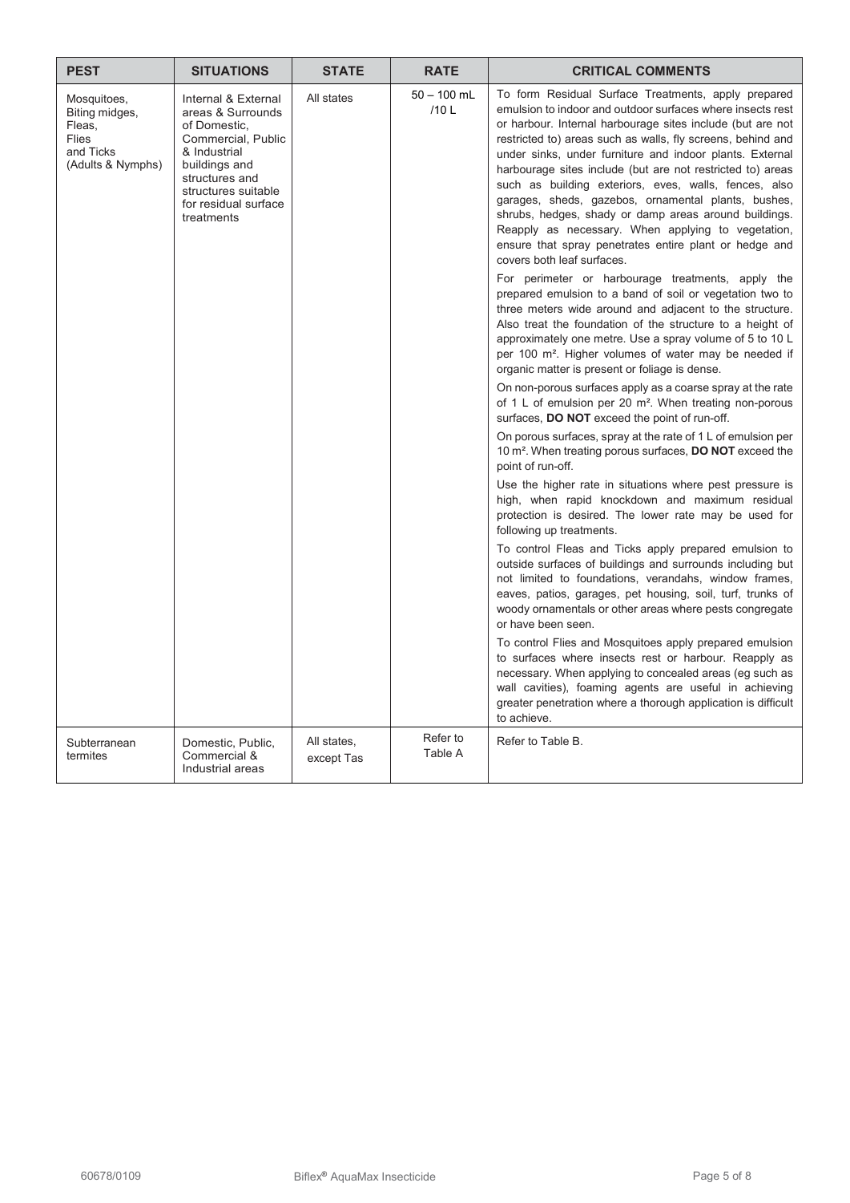| PEST | SITUATIONS | STATE | RATE | CRITICAL COMMENTS |
|---|---|---|---|---|
| Mosquitoes, Biting midges, Fleas, Flies and Ticks (Adults & Nymphs) | Internal & External areas & Surrounds of Domestic, Commercial, Public & Industrial buildings and structures and structures suitable for residual surface treatments | All states | 50 – 100 mL /10 L | To form Residual Surface Treatments, apply prepared emulsion to indoor and outdoor surfaces where insects rest or harbour. Internal harbourage sites include (but are not restricted to) areas such as walls, fly screens, behind and under sinks, under furniture and indoor plants. External harbourage sites include (but are not restricted to) areas such as building exteriors, eves, walls, fences, also garages, sheds, gazebos, ornamental plants, bushes, shrubs, hedges, shady or damp areas around buildings. Reapply as necessary. When applying to vegetation, ensure that spray penetrates entire plant or hedge and covers both leaf surfaces.<br><br>For perimeter or harbourage treatments, apply the prepared emulsion to a band of soil or vegetation two to three meters wide around and adjacent to the structure. Also treat the foundation of the structure to a height of approximately one metre. Use a spray volume of 5 to 10 L per 100 m². Higher volumes of water may be needed if organic matter is present or foliage is dense.<br><br>On non-porous surfaces apply as a coarse spray at the rate of 1 L of emulsion per 20 m². When treating non-porous surfaces, **DO NOT** exceed the point of run-off.<br><br>On porous surfaces, spray at the rate of 1 L of emulsion per 10 m². When treating porous surfaces, **DO NOT** exceed the point of run-off.<br><br>Use the higher rate in situations where pest pressure is high, when rapid knockdown and maximum residual protection is desired. The lower rate may be used for following up treatments.<br><br>To control Fleas and Ticks apply prepared emulsion to outside surfaces of buildings and surrounds including but not limited to foundations, verandahs, window frames, eaves, patios, garages, pet housing, soil, turf, trunks of woody ornamentals or other areas where pests congregate or have been seen.<br><br>To control Flies and Mosquitoes apply prepared emulsion to surfaces where insects rest or harbour. Reapply as necessary. When applying to concealed areas (eg such as wall cavities), foaming agents are useful in achieving greater penetration where a thorough application is difficult to achieve. |
| Subterranean termites | Domestic, Public, Commercial & Industrial areas | All states, except Tas | Refer to Table A | Refer to Table B. |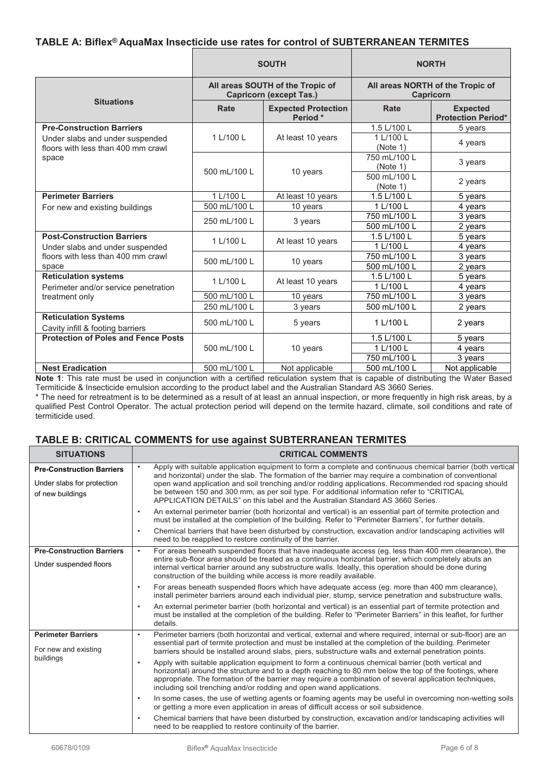## TABLE A: Biflex® AquaMax Insecticide use rates for control of SUBTERRANEAN TERMITES

| Situations | SOUTH | | NORTH | |
|---|---|---|---|---|
| | All areas SOUTH of the Tropic of Capricorn (except Tas.) | | All areas NORTH of the Tropic of Capricorn | |
| | Rate | Expected Protection Period * | Rate | Expected Protection Period* |
| **Pre-Construction Barriers** Under slabs and under suspended floors with less than 400 mm crawl space | 1 L/100 L | At least 10 years | 1.5 L/100 L | 5 years |
| | | | 1 L/100 L (Note 1) | 4 years |
| | 500 mL/100 L | 10 years | 750 mL/100 L (Note 1) | 3 years |
| | | | 500 mL/100 L (Note 1) | 2 years |
| **Perimeter Barriers** For new and existing buildings | 1 L/100 L | At least 10 years | 1.5 L/100 L | 5 years |
| | 500 mL/100 L | 10 years | 1 L/100 L | 4 years |
| | 250 mL/100 L | 3 years | 750 mL/100 L | 3 years |
| | | | 500 mL/100 L | 2 years |
| **Post-Construction Barriers** Under slabs and under suspended floors with less than 400 mm crawl space | 1 L/100 L | At least 10 years | 1.5 L/100 L | 5 years |
| | | | 1 L/100 L | 4 years |
| | 500 mL/100 L | 10 years | 750 mL/100 L | 3 years |
| | | | 500 mL/100 L | 2 years |
| **Reticulation systems** Perimeter and/or service penetration treatment only | 1 L/100 L | At least 10 years | 1.5 L/100 L | 5 years |
| | | | 1 L/100 L | 4 years |
| | 500 mL/100 L | 10 years | 750 mL/100 L | 3 years |
| | 250 mL/100 L | 3 years | 500 mL/100 L | 2 years |
| **Reticulation Systems** Cavity infill & footing barriers | 500 mL/100 L | 5 years | 1 L/100 L | 2 years |
| **Protection of Poles and Fence Posts** | 500 mL/100 L | 10 years | 1.5 L/100 L | 5 years |
| | | | 1 L/100 L | 4 years |
| | | | 750 mL/100 L | 3 years |
| **Nest Eradication** | 500 mL/100 L | Not applicable | 500 mL/100 L | Not applicable |

**Note 1**: This rate must be used in conjunction with a certified reticulation system that is capable of distributing the Water Based Termiticide & Insecticide emulsion according to the product label and the Australian Standard AS 3660 Series.

\* The need for retreatment is to be determined as a result of at least an annual inspection, or more frequently in high risk areas, by a qualified Pest Control Operator. The actual protection period will depend on the termite hazard, climate, soil conditions and rate of termiticide used.

## TABLE B: CRITICAL COMMENTS for use against SUBTERRANEAN TERMITES

| SITUATIONS | CRITICAL COMMENTS |
|---|---|
| **Pre-Construction Barriers** Under slabs for protection of new buildings | • Apply with suitable application equipment to form a complete and continuous chemical barrier (both vertical and horizontal) under the slab. The formation of the barrier may require a combination of conventional open wand application and soil trenching and/or rodding applications. Recommended rod spacing should be between 150 and 300 mm, as per soil type. For additional information refer to "CRITICAL APPLICATION DETAILS" on this label and the Australian Standard AS 3660 Series.<br>• An external perimeter barrier (both horizontal and vertical) is an essential part of termite protection and must be installed at the completion of the building. Refer to "Perimeter Barriers", for further details.<br>• Chemical barriers that have been disturbed by construction, excavation and/or landscaping activities will need to be reapplied to restore continuity of the barrier. |
| **Pre-Construction Barriers** Under suspended floors | • For areas beneath suspended floors that have inadequate access (eg. less than 400 mm clearance), the entire sub-floor area should be treated as a continuous horizontal barrier, which completely abuts an internal vertical barrier around any substructure walls. Ideally, this operation should be done during construction of the building while access is more readily available.<br>• For areas beneath suspended floors which have adequate access (eg. more than 400 mm clearance), install perimeter barriers around each individual pier, stump, service penetration and substructure walls.<br>• An external perimeter barrier (both horizontal and vertical) is an essential part of termite protection and must be installed at the completion of the building. Refer to "Perimeter Barriers" in this leaflet, for further details. |
| **Perimeter Barriers** For new and existing buildings | • Perimeter barriers (both horizontal and vertical, external and where required, internal or sub-floor) are an essential part of termite protection and must be installed at the completion of the building. Perimeter barriers should be installed around slabs, piers, substructure walls and external penetration points.<br>• Apply with suitable application equipment to form a continuous chemical barrier (both vertical and horizontal) around the structure and to a depth reaching to 80 mm below the top of the footings, where appropriate. The formation of the barrier may require a combination of several application techniques, including soil trenching and/or rodding and open wand applications.<br>• In some cases, the use of wetting agents or foaming agents may be useful in overcoming non-wetting soils or getting a more even application in areas of difficult access or soil subsidence.<br>• Chemical barriers that have been disturbed by construction, excavation and/or landscaping activities will need to be reapplied to restore continuity of the barrier. |

60678/0109 Biflex® AquaMax Insecticide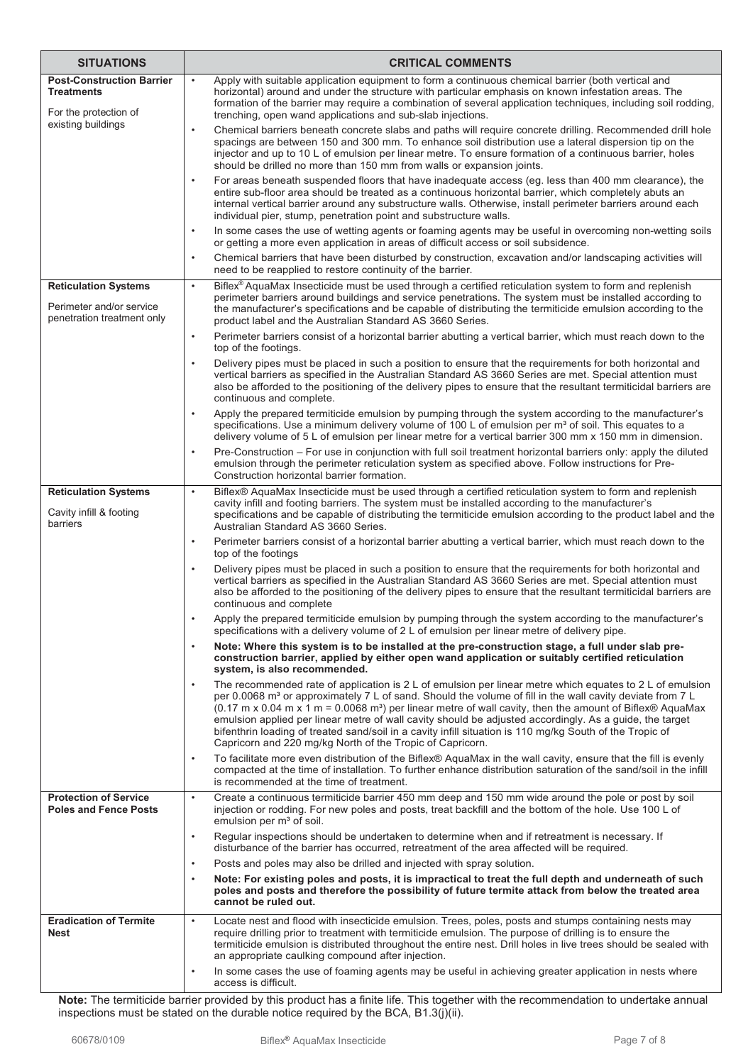| SITUATIONS | CRITICAL COMMENTS |
|---|---|
| **Post-Construction Barrier Treatments**<br><br>For the protection of existing buildings | • Apply with suitable application equipment to form a continuous chemical barrier (both vertical and horizontal) around and under the structure with particular emphasis on known infestation areas. The formation of the barrier may require a combination of several application techniques, including soil rodding, trenching, open wand applications and sub-slab injections.<br>• Chemical barriers beneath concrete slabs and paths will require concrete drilling. Recommended drill hole spacings are between 150 and 300 mm. To enhance soil distribution use a lateral dispersion tip on the injector and up to 10 L of emulsion per linear metre. To ensure formation of a continuous barrier, holes should be drilled no more than 150 mm from walls or expansion joints.<br>• For areas beneath suspended floors that have inadequate access (eg. less than 400 mm clearance), the entire sub-floor area should be treated as a continuous horizontal barrier, which completely abuts an internal vertical barrier around any substructure walls. Otherwise, install perimeter barriers around each individual pier, stump, penetration point and substructure walls.<br>• In some cases the use of wetting agents or foaming agents may be useful in overcoming non-wetting soils or getting a more even application in areas of difficult access or soil subsidence.<br>• Chemical barriers that have been disturbed by construction, excavation and/or landscaping activities will need to be reapplied to restore continuity of the barrier. |
| **Reticulation Systems**<br><br>Perimeter and/or service penetration treatment only | • Biflex® AquaMax Insecticide must be used through a certified reticulation system to form and replenish perimeter barriers around buildings and service penetrations. The system must be installed according to the manufacturer's specifications and be capable of distributing the termiticide emulsion according to the product label and the Australian Standard AS 3660 Series.<br>• Perimeter barriers consist of a horizontal barrier abutting a vertical barrier, which must reach down to the top of the footings.<br>• Delivery pipes must be placed in such a position to ensure that the requirements for both horizontal and vertical barriers as specified in the Australian Standard AS 3660 Series are met. Special attention must also be afforded to the positioning of the delivery pipes to ensure that the resultant termiticidal barriers are continuous and complete.<br>• Apply the prepared termiticide emulsion by pumping through the system according to the manufacturer's specifications. Use a minimum delivery volume of 100 L of emulsion per $m^3$ of soil. This equates to a delivery volume of 5 L of emulsion per linear metre for a vertical barrier 300 mm x 150 mm in dimension.<br>• Pre-Construction – For use in conjunction with full soil treatment horizontal barriers only: apply the diluted emulsion through the perimeter reticulation system as specified above. Follow instructions for Pre-Construction horizontal barrier formation. |
| **Reticulation Systems**<br><br>Cavity infill & footing barriers | • Biflex® AquaMax Insecticide must be used through a certified reticulation system to form and replenish cavity infill and footing barriers. The system must be installed according to the manufacturer's specifications and be capable of distributing the termiticide emulsion according to the product label and the Australian Standard AS 3660 Series.<br>• Perimeter barriers consist of a horizontal barrier abutting a vertical barrier, which must reach down to the top of the footings<br>• Delivery pipes must be placed in such a position to ensure that the requirements for both horizontal and vertical barriers as specified in the Australian Standard AS 3660 Series are met. Special attention must also be afforded to the positioning of the delivery pipes to ensure that the resultant termiticidal barriers are continuous and complete<br>• Apply the prepared termiticide emulsion by pumping through the system according to the manufacturer's specifications with a delivery volume of 2 L of emulsion per linear metre of delivery pipe.<br>• **Note: Where this system is to be installed at the pre-construction stage, a full under slab pre-construction barrier, applied by either open wand application or suitably certified reticulation system, is also recommended.**<br>• The recommended rate of application is 2 L of emulsion per linear metre which equates to 2 L of emulsion per 0.0068 $m^3$ or approximately 7 L of sand. Should the volume of fill in the wall cavity deviate from 7 L (0.17 m x 0.04 m x 1 m = 0.0068 $m^3$) per linear metre of wall cavity, then the amount of Biflex® AquaMax emulsion applied per linear metre of wall cavity should be adjusted accordingly. As a guide, the target bifenthrin loading of treated sand/soil in a cavity infill situation is 110 mg/kg South of the Tropic of Capricorn and 220 mg/kg North of the Tropic of Capricorn.<br>• To facilitate more even distribution of the Biflex® AquaMax in the wall cavity, ensure that the fill is evenly compacted at the time of installation. To further enhance distribution saturation of the sand/soil in the infill is recommended at the time of treatment. |
| **Protection of Service Poles and Fence Posts** | • Create a continuous termiticide barrier 450 mm deep and 150 mm wide around the pole or post by soil injection or rodding. For new poles and posts, treat backfill and the bottom of the hole. Use 100 L of emulsion per $m^3$ of soil.<br>• Regular inspections should be undertaken to determine when and if retreatment is necessary. If disturbance of the barrier has occurred, retreatment of the area affected will be required.<br>• Posts and poles may also be drilled and injected with spray solution.<br>• **Note: For existing poles and posts, it is impractical to treat the full depth and underneath of such poles and posts and therefore the possibility of future termite attack from below the treated area cannot be ruled out.** |
| **Eradication of Termite Nest** | • Locate nest and flood with insecticide emulsion. Trees, poles, posts and stumps containing nests may require drilling prior to treatment with termiticide emulsion. The purpose of drilling is to ensure the termiticide emulsion is distributed throughout the entire nest. Drill holes in live trees should be sealed with an appropriate caulking compound after injection.<br>• In some cases the use of foaming agents may be useful in achieving greater application in nests where access is difficult. |

**Note:** The termiticide barrier provided by this product has a finite life. This together with the recommendation to undertake annual inspections must be stated on the durable notice required by the BCA, B1.3(j)(ii).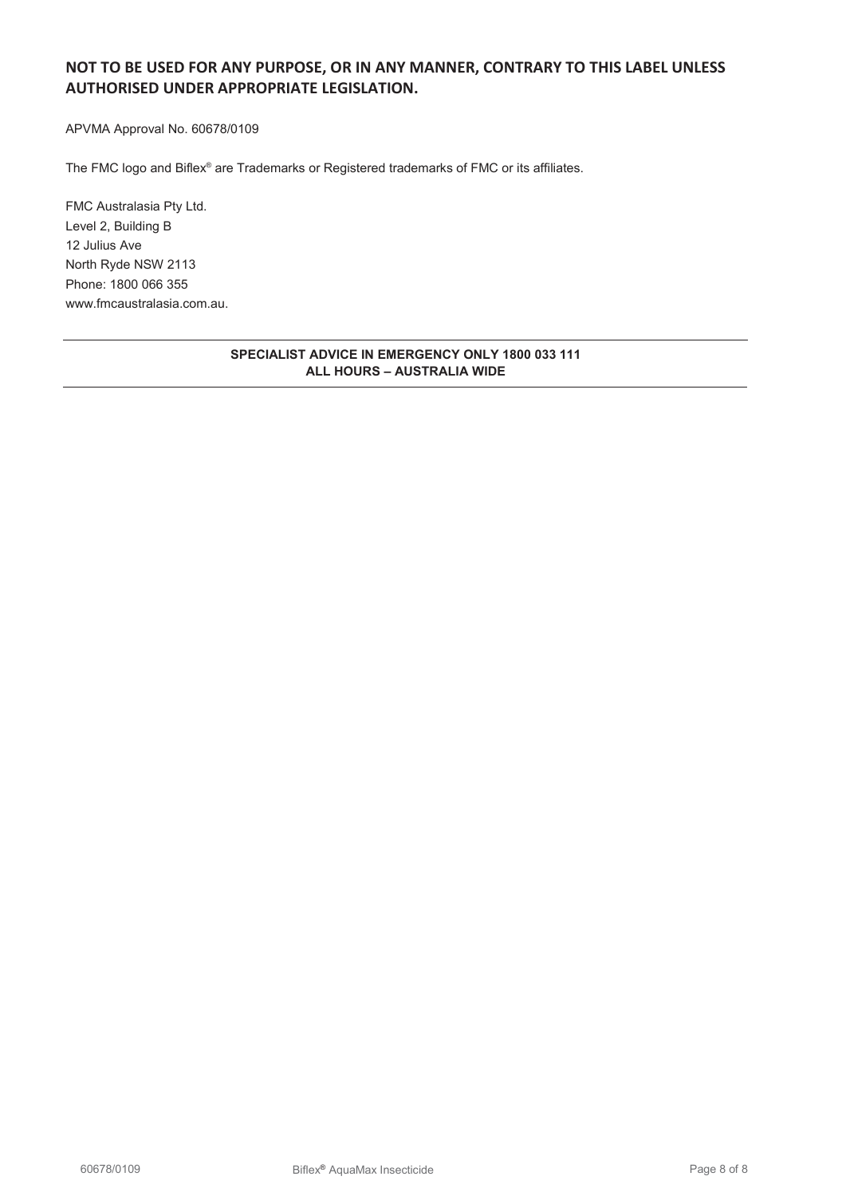**NOT TO BE USED FOR ANY PURPOSE, OR IN ANY MANNER, CONTRARY TO THIS LABEL UNLESS AUTHORISED UNDER APPROPRIATE LEGISLATION.**

APVMA Approval No. 60678/0109

The FMC logo and Biflex® are Trademarks or Registered trademarks of FMC or its affiliates.

FMC Australasia Pty Ltd.  
Level 2, Building B  
12 Julius Ave  
North Ryde NSW 2113  
Phone: 1800 066 355  
www.fmcaustralasia.com.au.

---

**SPECIALIST ADVICE IN EMERGENCY ONLY 1800 033 111**  
**ALL HOURS – AUSTRALIA WIDE**

---